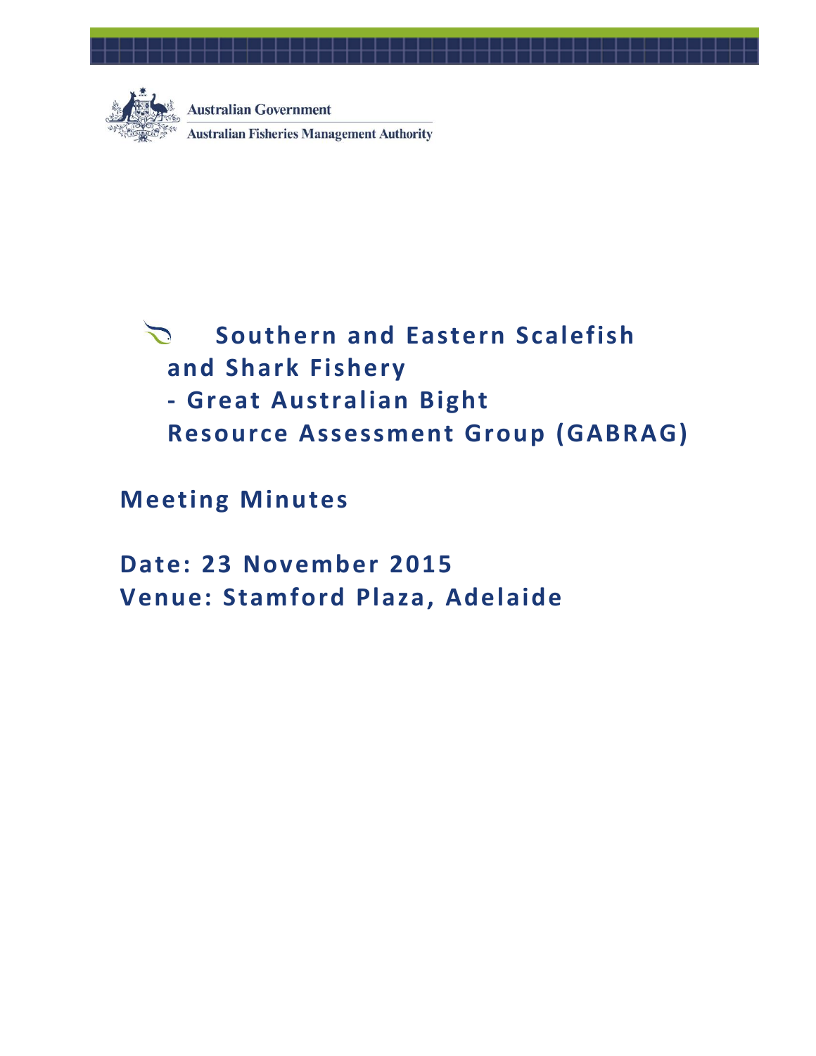Australian Government

Australian Fisheries Management Authority

# Southern and Eastern Scalefish and Shark Fishery - Great Australian Bight Resource Assessment Group (GABRAG)

## Meeting Minutes

## Date: 23 November 2015
## Venue: Stamford Plaza, Adelaide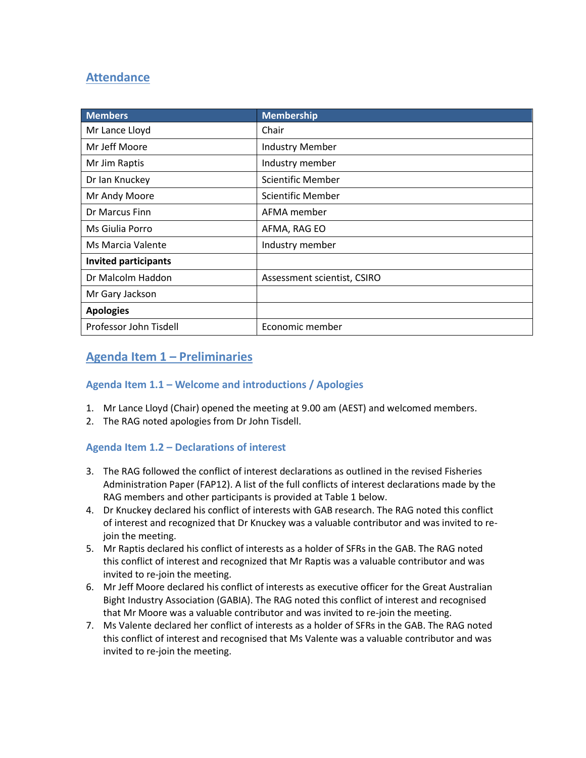## Attendance

| Members | Membership |
|---|---|
| Mr Lance Lloyd | Chair |
| Mr Jeff Moore | Industry Member |
| Mr Jim Raptis | Industry member |
| Dr Ian Knuckey | Scientific Member |
| Mr Andy Moore | Scientific Member |
| Dr Marcus Finn | AFMA member |
| Ms Giulia Porro | AFMA, RAG EO |
| Ms Marcia Valente | Industry member |
| **Invited participants** | |
| Dr Malcolm Haddon | Assessment scientist, CSIRO |
| Mr Gary Jackson | |
| **Apologies** | |
| Professor John Tisdell | Economic member |

## Agenda Item 1 – Preliminaries

### Agenda Item 1.1 – Welcome and introductions / Apologies

1. Mr Lance Lloyd (Chair) opened the meeting at 9.00 am (AEST) and welcomed members.
2. The RAG noted apologies from Dr John Tisdell.

### Agenda Item 1.2 – Declarations of interest

3. The RAG followed the conflict of interest declarations as outlined in the revised Fisheries Administration Paper (FAP12). A list of the full conflicts of interest declarations made by the RAG members and other participants is provided at Table 1 below.
4. Dr Knuckey declared his conflict of interests with GAB research. The RAG noted this conflict of interest and recognized that Dr Knuckey was a valuable contributor and was invited to re-join the meeting.
5. Mr Raptis declared his conflict of interests as a holder of SFRs in the GAB. The RAG noted this conflict of interest and recognized that Mr Raptis was a valuable contributor and was invited to re-join the meeting.
6. Mr Jeff Moore declared his conflict of interests as executive officer for the Great Australian Bight Industry Association (GABIA). The RAG noted this conflict of interest and recognised that Mr Moore was a valuable contributor and was invited to re-join the meeting.
7. Ms Valente declared her conflict of interests as a holder of SFRs in the GAB. The RAG noted this conflict of interest and recognised that Ms Valente was a valuable contributor and was invited to re-join the meeting.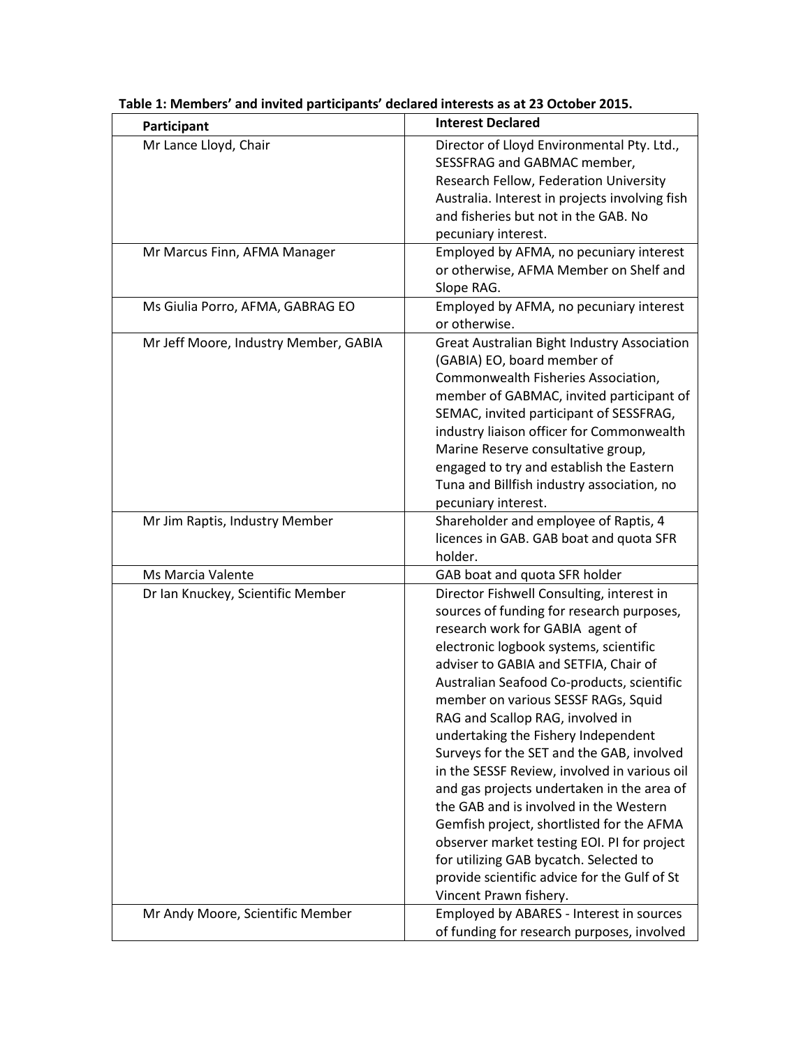**Table 1: Members' and invited participants' declared interests as at 23 October 2015.**

| Participant | Interest Declared |
|---|---|
| Mr Lance Lloyd, Chair | Director of Lloyd Environmental Pty. Ltd., SESSFRAG and GABMAC member, Research Fellow, Federation University Australia. Interest in projects involving fish and fisheries but not in the GAB. No pecuniary interest. |
| Mr Marcus Finn, AFMA Manager | Employed by AFMA, no pecuniary interest or otherwise, AFMA Member on Shelf and Slope RAG. |
| Ms Giulia Porro, AFMA, GABRAG EO | Employed by AFMA, no pecuniary interest or otherwise. |
| Mr Jeff Moore, Industry Member, GABIA | Great Australian Bight Industry Association (GABIA) EO, board member of Commonwealth Fisheries Association, member of GABMAC, invited participant of SEMAC, invited participant of SESSFRAG, industry liaison officer for Commonwealth Marine Reserve consultative group, engaged to try and establish the Eastern Tuna and Billfish industry association, no pecuniary interest. |
| Mr Jim Raptis, Industry Member | Shareholder and employee of Raptis, 4 licences in GAB. GAB boat and quota SFR holder. |
| Ms Marcia Valente | GAB boat and quota SFR holder |
| Dr Ian Knuckey, Scientific Member | Director Fishwell Consulting, interest in sources of funding for research purposes, research work for GABIA agent of electronic logbook systems, scientific adviser to GABIA and SETFIA, Chair of Australian Seafood Co-products, scientific member on various SESSF RAGs, Squid RAG and Scallop RAG, involved in undertaking the Fishery Independent Surveys for the SET and the GAB, involved in the SESSF Review, involved in various oil and gas projects undertaken in the area of the GAB and is involved in the Western Gemfish project, shortlisted for the AFMA observer market testing EOI. PI for project for utilizing GAB bycatch. Selected to provide scientific advice for the Gulf of St Vincent Prawn fishery. |
| Mr Andy Moore, Scientific Member | Employed by ABARES - Interest in sources of funding for research purposes, involved |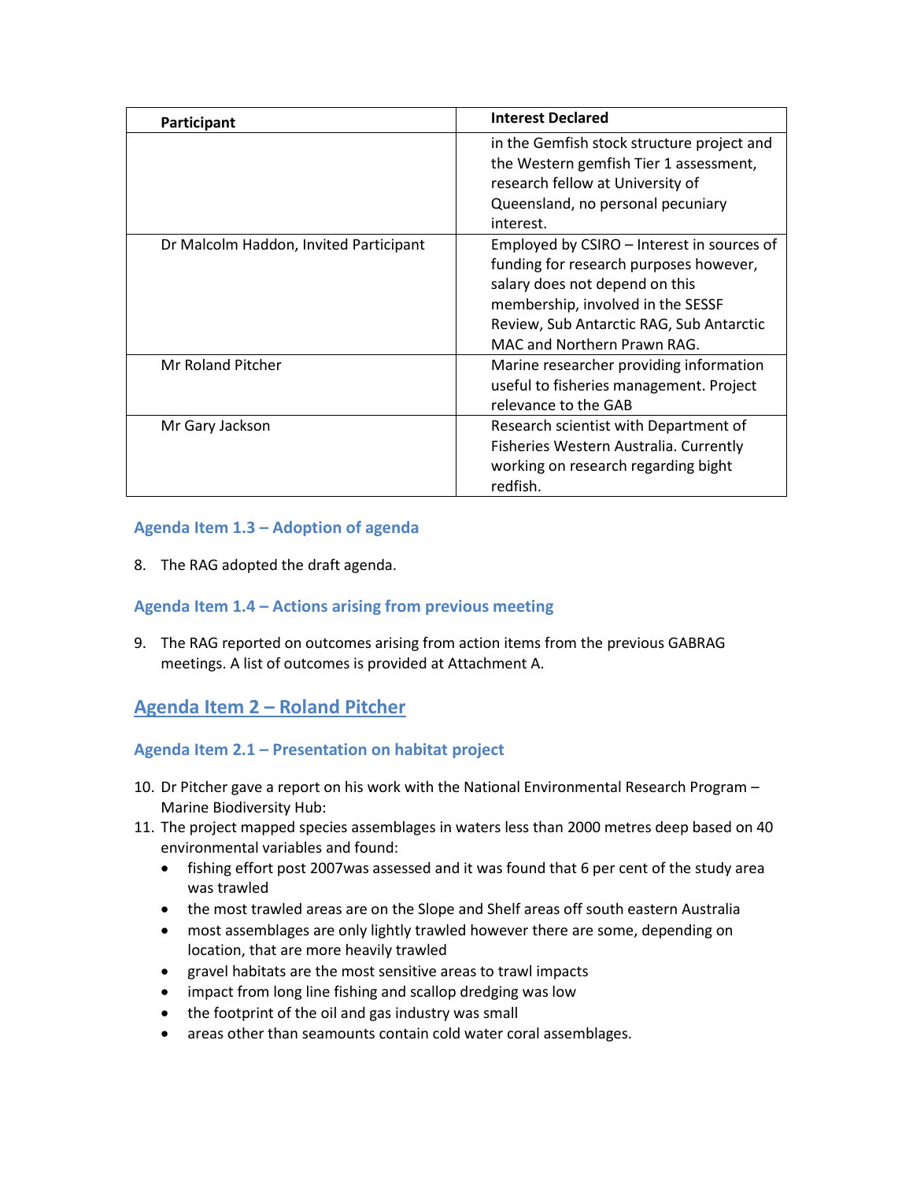| Participant | Interest Declared |
| --- | --- |
| | in the Gemfish stock structure project and the Western gemfish Tier 1 assessment, research fellow at University of Queensland, no personal pecuniary interest. |
| Dr Malcolm Haddon, Invited Participant | Employed by CSIRO – Interest in sources of funding for research purposes however, salary does not depend on this membership, involved in the SESSF Review, Sub Antarctic RAG, Sub Antarctic MAC and Northern Prawn RAG. |
| Mr Roland Pitcher | Marine researcher providing information useful to fisheries management. Project relevance to the GAB |
| Mr Gary Jackson | Research scientist with Department of Fisheries Western Australia. Currently working on research regarding bight redfish. |

### Agenda Item 1.3 – Adoption of agenda

8. The RAG adopted the draft agenda.

### Agenda Item 1.4 – Actions arising from previous meeting

9. The RAG reported on outcomes arising from action items from the previous GABRAG meetings. A list of outcomes is provided at Attachment A.

## Agenda Item 2 – Roland Pitcher

### Agenda Item 2.1 – Presentation on habitat project

10. Dr Pitcher gave a report on his work with the National Environmental Research Program – Marine Biodiversity Hub:
11. The project mapped species assemblages in waters less than 2000 metres deep based on 40 environmental variables and found:
    - fishing effort post 2007was assessed and it was found that 6 per cent of the study area was trawled
    - the most trawled areas are on the Slope and Shelf areas off south eastern Australia
    - most assemblages are only lightly trawled however there are some, depending on location, that are more heavily trawled
    - gravel habitats are the most sensitive areas to trawl impacts
    - impact from long line fishing and scallop dredging was low
    - the footprint of the oil and gas industry was small
    - areas other than seamounts contain cold water coral assemblages.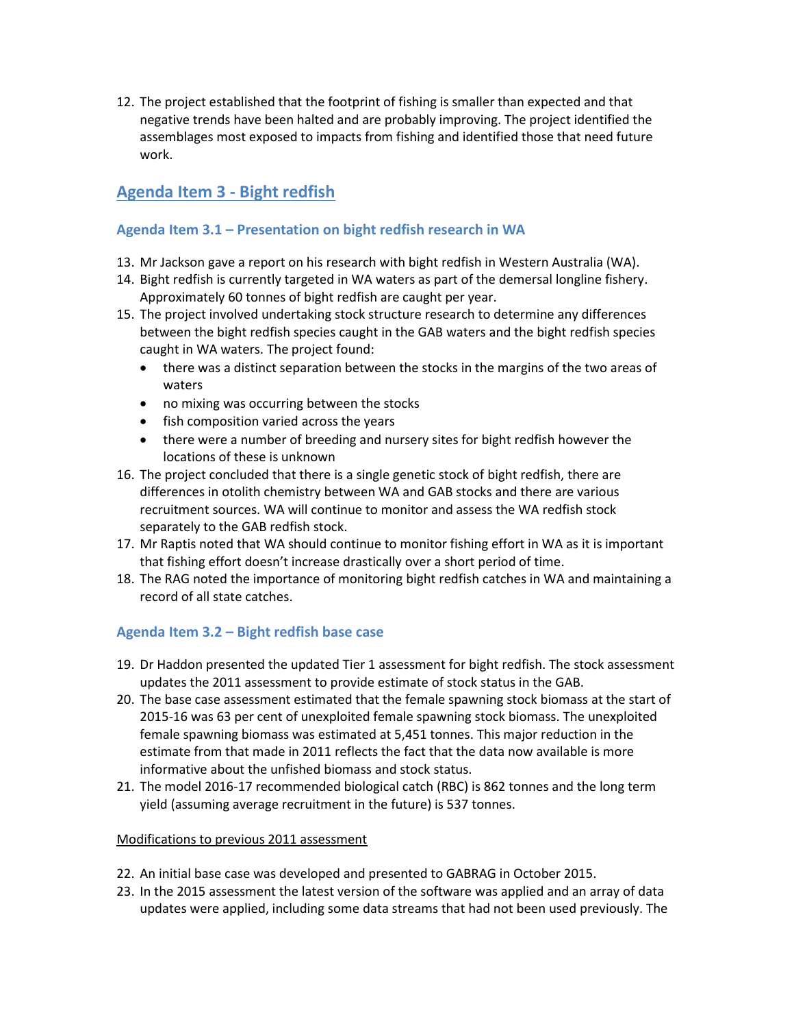12. The project established that the footprint of fishing is smaller than expected and that negative trends have been halted and are probably improving. The project identified the assemblages most exposed to impacts from fishing and identified those that need future work.

## Agenda Item 3 - Bight redfish

### Agenda Item 3.1 – Presentation on bight redfish research in WA

13. Mr Jackson gave a report on his research with bight redfish in Western Australia (WA).
14. Bight redfish is currently targeted in WA waters as part of the demersal longline fishery. Approximately 60 tonnes of bight redfish are caught per year.
15. The project involved undertaking stock structure research to determine any differences between the bight redfish species caught in the GAB waters and the bight redfish species caught in WA waters. The project found:
    - there was a distinct separation between the stocks in the margins of the two areas of waters
    - no mixing was occurring between the stocks
    - fish composition varied across the years
    - there were a number of breeding and nursery sites for bight redfish however the locations of these is unknown
16. The project concluded that there is a single genetic stock of bight redfish, there are differences in otolith chemistry between WA and GAB stocks and there are various recruitment sources. WA will continue to monitor and assess the WA redfish stock separately to the GAB redfish stock.
17. Mr Raptis noted that WA should continue to monitor fishing effort in WA as it is important that fishing effort doesn't increase drastically over a short period of time.
18. The RAG noted the importance of monitoring bight redfish catches in WA and maintaining a record of all state catches.

### Agenda Item 3.2 – Bight redfish base case

19. Dr Haddon presented the updated Tier 1 assessment for bight redfish. The stock assessment updates the 2011 assessment to provide estimate of stock status in the GAB.
20. The base case assessment estimated that the female spawning stock biomass at the start of 2015-16 was 63 per cent of unexploited female spawning stock biomass. The unexploited female spawning biomass was estimated at 5,451 tonnes. This major reduction in the estimate from that made in 2011 reflects the fact that the data now available is more informative about the unfished biomass and stock status.
21. The model 2016-17 recommended biological catch (RBC) is 862 tonnes and the long term yield (assuming average recruitment in the future) is 537 tonnes.

Modifications to previous 2011 assessment

22. An initial base case was developed and presented to GABRAG in October 2015.
23. In the 2015 assessment the latest version of the software was applied and an array of data updates were applied, including some data streams that had not been used previously. The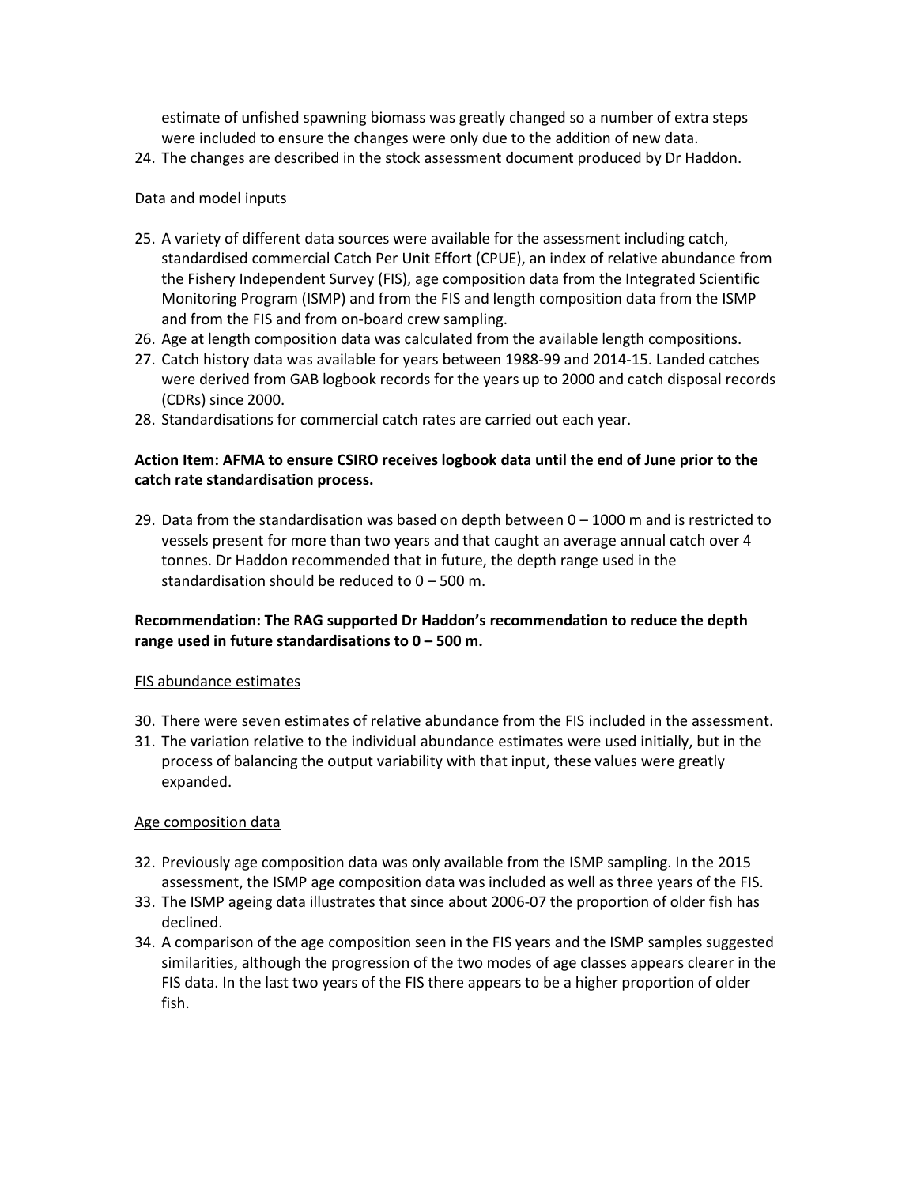estimate of unfished spawning biomass was greatly changed so a number of extra steps were included to ensure the changes were only due to the addition of new data.

24. The changes are described in the stock assessment document produced by Dr Haddon.

Data and model inputs

25. A variety of different data sources were available for the assessment including catch, standardised commercial Catch Per Unit Effort (CPUE), an index of relative abundance from the Fishery Independent Survey (FIS), age composition data from the Integrated Scientific Monitoring Program (ISMP) and from the FIS and length composition data from the ISMP and from the FIS and from on-board crew sampling.
26. Age at length composition data was calculated from the available length compositions.
27. Catch history data was available for years between 1988-99 and 2014-15. Landed catches were derived from GAB logbook records for the years up to 2000 and catch disposal records (CDRs) since 2000.
28. Standardisations for commercial catch rates are carried out each year.

**Action Item: AFMA to ensure CSIRO receives logbook data until the end of June prior to the catch rate standardisation process.**

29. Data from the standardisation was based on depth between 0 – 1000 m and is restricted to vessels present for more than two years and that caught an average annual catch over 4 tonnes. Dr Haddon recommended that in future, the depth range used in the standardisation should be reduced to 0 – 500 m.

**Recommendation: The RAG supported Dr Haddon's recommendation to reduce the depth range used in future standardisations to 0 – 500 m.**

FIS abundance estimates

30. There were seven estimates of relative abundance from the FIS included in the assessment.
31. The variation relative to the individual abundance estimates were used initially, but in the process of balancing the output variability with that input, these values were greatly expanded.

Age composition data

32. Previously age composition data was only available from the ISMP sampling. In the 2015 assessment, the ISMP age composition data was included as well as three years of the FIS.
33. The ISMP ageing data illustrates that since about 2006-07 the proportion of older fish has declined.
34. A comparison of the age composition seen in the FIS years and the ISMP samples suggested similarities, although the progression of the two modes of age classes appears clearer in the FIS data. In the last two years of the FIS there appears to be a higher proportion of older fish.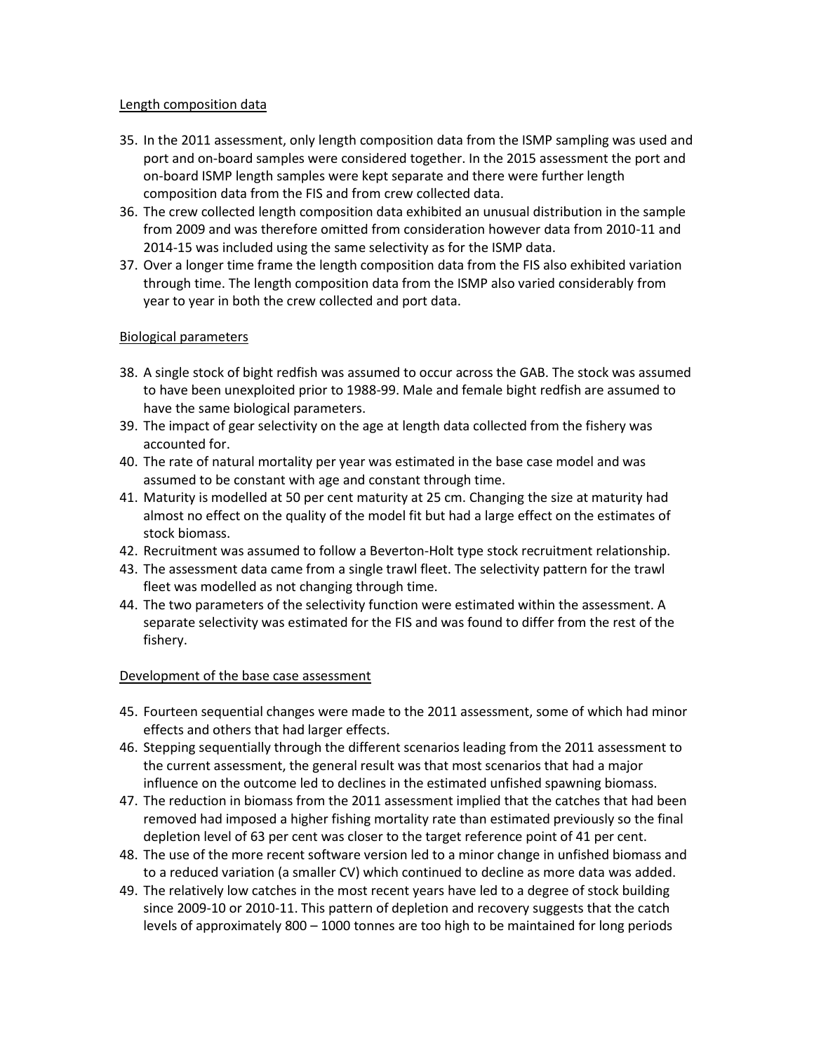Length composition data

35. In the 2011 assessment, only length composition data from the ISMP sampling was used and port and on-board samples were considered together. In the 2015 assessment the port and on-board ISMP length samples were kept separate and there were further length composition data from the FIS and from crew collected data.
36. The crew collected length composition data exhibited an unusual distribution in the sample from 2009 and was therefore omitted from consideration however data from 2010-11 and 2014-15 was included using the same selectivity as for the ISMP data.
37. Over a longer time frame the length composition data from the FIS also exhibited variation through time. The length composition data from the ISMP also varied considerably from year to year in both the crew collected and port data.

Biological parameters

38. A single stock of bight redfish was assumed to occur across the GAB. The stock was assumed to have been unexploited prior to 1988-99. Male and female bight redfish are assumed to have the same biological parameters.
39. The impact of gear selectivity on the age at length data collected from the fishery was accounted for.
40. The rate of natural mortality per year was estimated in the base case model and was assumed to be constant with age and constant through time.
41. Maturity is modelled at 50 per cent maturity at 25 cm. Changing the size at maturity had almost no effect on the quality of the model fit but had a large effect on the estimates of stock biomass.
42. Recruitment was assumed to follow a Beverton-Holt type stock recruitment relationship.
43. The assessment data came from a single trawl fleet. The selectivity pattern for the trawl fleet was modelled as not changing through time.
44. The two parameters of the selectivity function were estimated within the assessment. A separate selectivity was estimated for the FIS and was found to differ from the rest of the fishery.

Development of the base case assessment

45. Fourteen sequential changes were made to the 2011 assessment, some of which had minor effects and others that had larger effects.
46. Stepping sequentially through the different scenarios leading from the 2011 assessment to the current assessment, the general result was that most scenarios that had a major influence on the outcome led to declines in the estimated unfished spawning biomass.
47. The reduction in biomass from the 2011 assessment implied that the catches that had been removed had imposed a higher fishing mortality rate than estimated previously so the final depletion level of 63 per cent was closer to the target reference point of 41 per cent.
48. The use of the more recent software version led to a minor change in unfished biomass and to a reduced variation (a smaller CV) which continued to decline as more data was added.
49. The relatively low catches in the most recent years have led to a degree of stock building since 2009-10 or 2010-11. This pattern of depletion and recovery suggests that the catch levels of approximately 800 – 1000 tonnes are too high to be maintained for long periods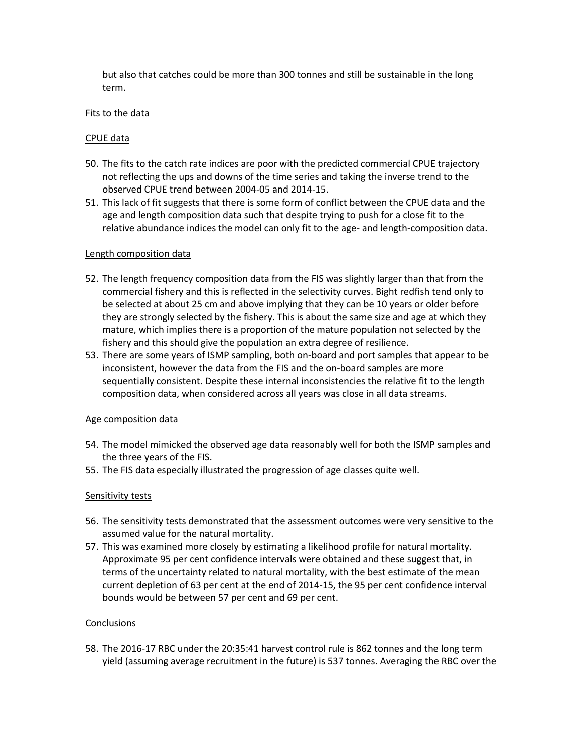but also that catches could be more than 300 tonnes and still be sustainable in the long term.

Fits to the data

CPUE data

50. The fits to the catch rate indices are poor with the predicted commercial CPUE trajectory not reflecting the ups and downs of the time series and taking the inverse trend to the observed CPUE trend between 2004-05 and 2014-15.
51. This lack of fit suggests that there is some form of conflict between the CPUE data and the age and length composition data such that despite trying to push for a close fit to the relative abundance indices the model can only fit to the age- and length-composition data.

Length composition data

52. The length frequency composition data from the FIS was slightly larger than that from the commercial fishery and this is reflected in the selectivity curves. Bight redfish tend only to be selected at about 25 cm and above implying that they can be 10 years or older before they are strongly selected by the fishery. This is about the same size and age at which they mature, which implies there is a proportion of the mature population not selected by the fishery and this should give the population an extra degree of resilience.
53. There are some years of ISMP sampling, both on-board and port samples that appear to be inconsistent, however the data from the FIS and the on-board samples are more sequentially consistent. Despite these internal inconsistencies the relative fit to the length composition data, when considered across all years was close in all data streams.

Age composition data

54. The model mimicked the observed age data reasonably well for both the ISMP samples and the three years of the FIS.
55. The FIS data especially illustrated the progression of age classes quite well.

Sensitivity tests

56. The sensitivity tests demonstrated that the assessment outcomes were very sensitive to the assumed value for the natural mortality.
57. This was examined more closely by estimating a likelihood profile for natural mortality. Approximate 95 per cent confidence intervals were obtained and these suggest that, in terms of the uncertainty related to natural mortality, with the best estimate of the mean current depletion of 63 per cent at the end of 2014-15, the 95 per cent confidence interval bounds would be between 57 per cent and 69 per cent.

Conclusions

58. The 2016-17 RBC under the 20:35:41 harvest control rule is 862 tonnes and the long term yield (assuming average recruitment in the future) is 537 tonnes. Averaging the RBC over the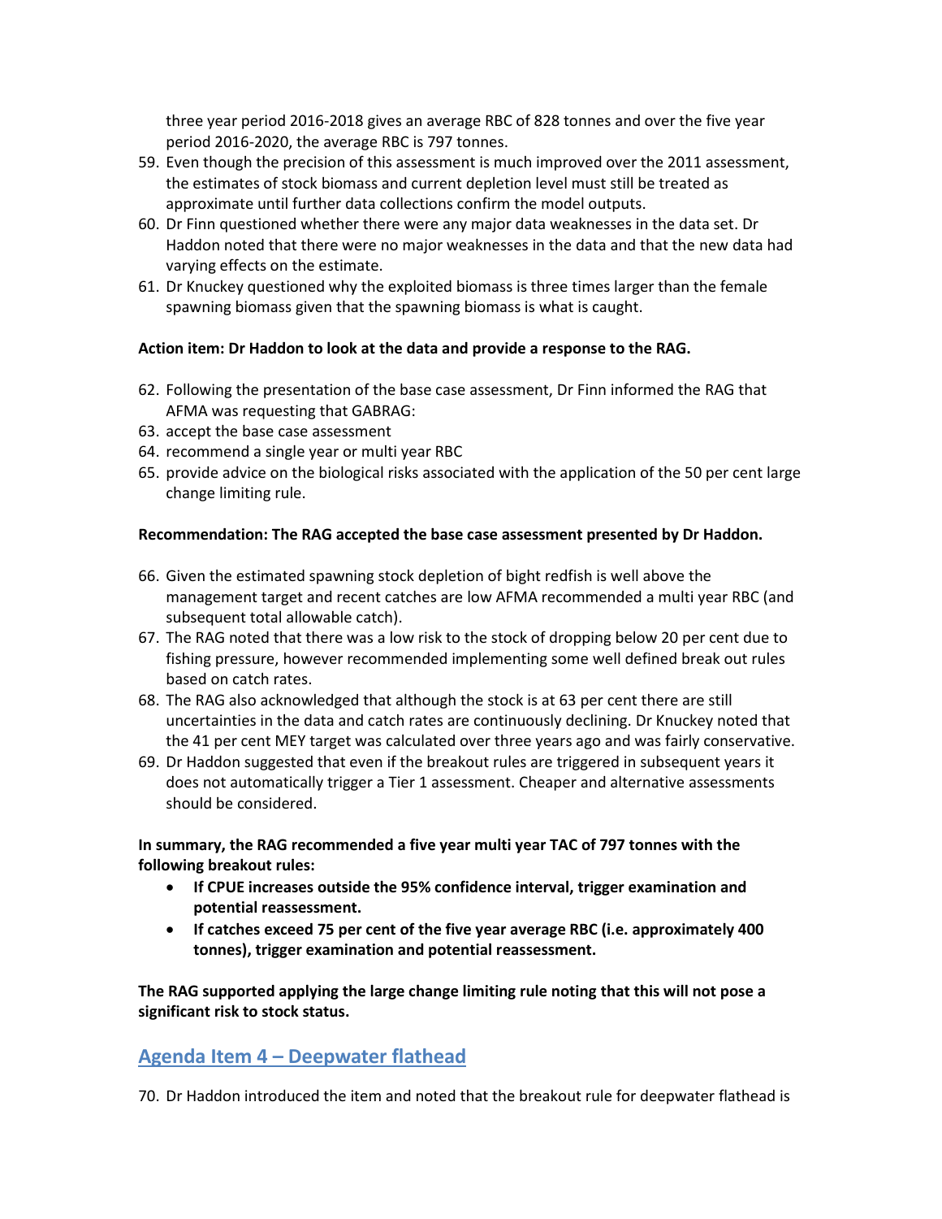three year period 2016-2018 gives an average RBC of 828 tonnes and over the five year period 2016-2020, the average RBC is 797 tonnes.

59. Even though the precision of this assessment is much improved over the 2011 assessment, the estimates of stock biomass and current depletion level must still be treated as approximate until further data collections confirm the model outputs.
60. Dr Finn questioned whether there were any major data weaknesses in the data set. Dr Haddon noted that there were no major weaknesses in the data and that the new data had varying effects on the estimate.
61. Dr Knuckey questioned why the exploited biomass is three times larger than the female spawning biomass given that the spawning biomass is what is caught.

**Action item: Dr Haddon to look at the data and provide a response to the RAG.**

62. Following the presentation of the base case assessment, Dr Finn informed the RAG that AFMA was requesting that GABRAG:
63. accept the base case assessment
64. recommend a single year or multi year RBC
65. provide advice on the biological risks associated with the application of the 50 per cent large change limiting rule.

**Recommendation: The RAG accepted the base case assessment presented by Dr Haddon.**

66. Given the estimated spawning stock depletion of bight redfish is well above the management target and recent catches are low AFMA recommended a multi year RBC (and subsequent total allowable catch).
67. The RAG noted that there was a low risk to the stock of dropping below 20 per cent due to fishing pressure, however recommended implementing some well defined break out rules based on catch rates.
68. The RAG also acknowledged that although the stock is at 63 per cent there are still uncertainties in the data and catch rates are continuously declining. Dr Knuckey noted that the 41 per cent MEY target was calculated over three years ago and was fairly conservative.
69. Dr Haddon suggested that even if the breakout rules are triggered in subsequent years it does not automatically trigger a Tier 1 assessment. Cheaper and alternative assessments should be considered.

**In summary, the RAG recommended a five year multi year TAC of 797 tonnes with the following breakout rules:**

- **If CPUE increases outside the 95% confidence interval, trigger examination and potential reassessment.**
- **If catches exceed 75 per cent of the five year average RBC (i.e. approximately 400 tonnes), trigger examination and potential reassessment.**

**The RAG supported applying the large change limiting rule noting that this will not pose a significant risk to stock status.**

## Agenda Item 4 – Deepwater flathead

70. Dr Haddon introduced the item and noted that the breakout rule for deepwater flathead is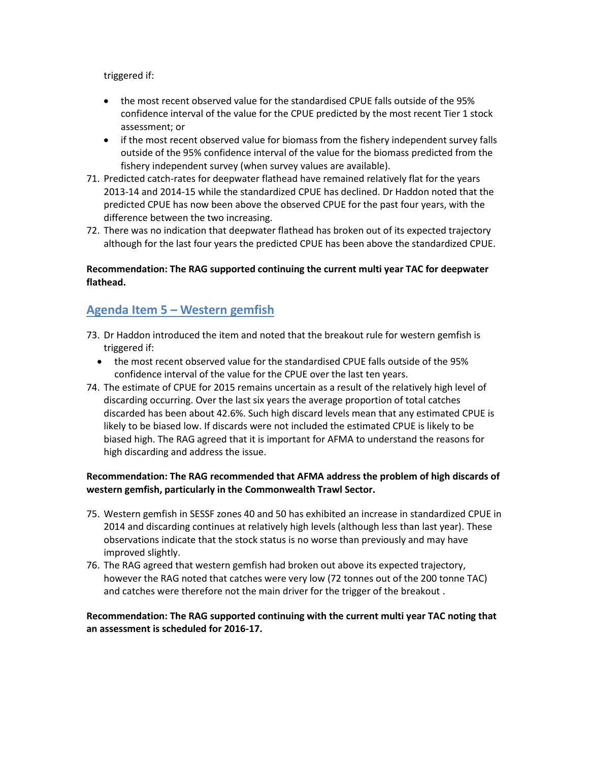triggered if:

- the most recent observed value for the standardised CPUE falls outside of the 95% confidence interval of the value for the CPUE predicted by the most recent Tier 1 stock assessment; or
- if the most recent observed value for biomass from the fishery independent survey falls outside of the 95% confidence interval of the value for the biomass predicted from the fishery independent survey (when survey values are available).

71. Predicted catch-rates for deepwater flathead have remained relatively flat for the years 2013-14 and 2014-15 while the standardized CPUE has declined. Dr Haddon noted that the predicted CPUE has now been above the observed CPUE for the past four years, with the difference between the two increasing.
72. There was no indication that deepwater flathead has broken out of its expected trajectory although for the last four years the predicted CPUE has been above the standardized CPUE.

**Recommendation: The RAG supported continuing the current multi year TAC for deepwater flathead.**

## Agenda Item 5 – Western gemfish

73. Dr Haddon introduced the item and noted that the breakout rule for western gemfish is triggered if:
    - the most recent observed value for the standardised CPUE falls outside of the 95% confidence interval of the value for the CPUE over the last ten years.
74. The estimate of CPUE for 2015 remains uncertain as a result of the relatively high level of discarding occurring. Over the last six years the average proportion of total catches discarded has been about 42.6%. Such high discard levels mean that any estimated CPUE is likely to be biased low. If discards were not included the estimated CPUE is likely to be biased high. The RAG agreed that it is important for AFMA to understand the reasons for high discarding and address the issue.

**Recommendation: The RAG recommended that AFMA address the problem of high discards of western gemfish, particularly in the Commonwealth Trawl Sector.**

75. Western gemfish in SESSF zones 40 and 50 has exhibited an increase in standardized CPUE in 2014 and discarding continues at relatively high levels (although less than last year). These observations indicate that the stock status is no worse than previously and may have improved slightly.
76. The RAG agreed that western gemfish had broken out above its expected trajectory, however the RAG noted that catches were very low (72 tonnes out of the 200 tonne TAC) and catches were therefore not the main driver for the trigger of the breakout .

**Recommendation: The RAG supported continuing with the current multi year TAC noting that an assessment is scheduled for 2016-17.**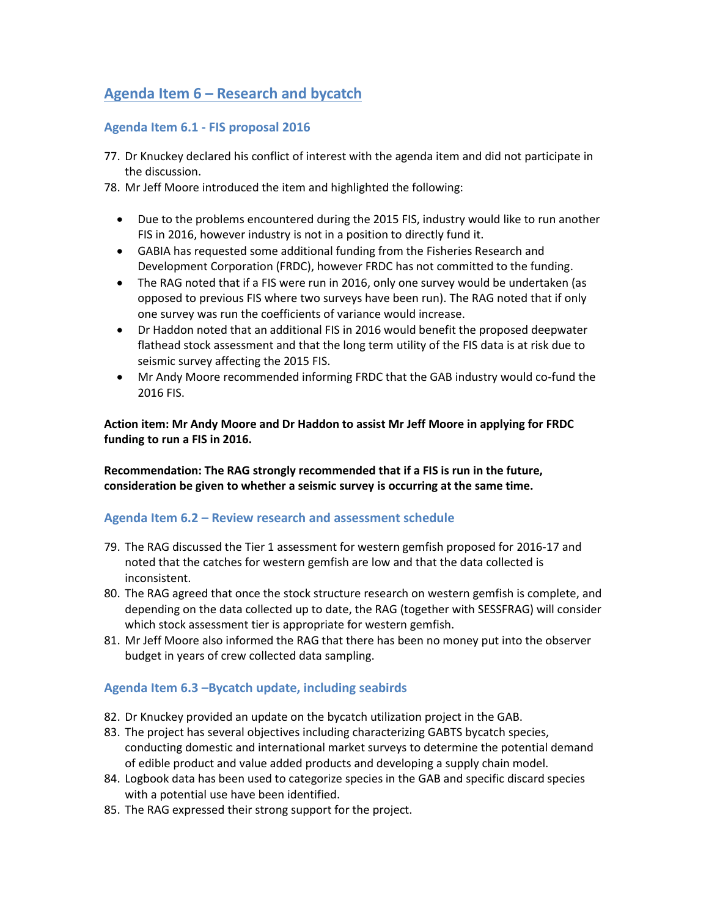## Agenda Item 6 – Research and bycatch

### Agenda Item 6.1 - FIS proposal 2016

77. Dr Knuckey declared his conflict of interest with the agenda item and did not participate in the discussion.
78. Mr Jeff Moore introduced the item and highlighted the following:

- Due to the problems encountered during the 2015 FIS, industry would like to run another FIS in 2016, however industry is not in a position to directly fund it.
- GABIA has requested some additional funding from the Fisheries Research and Development Corporation (FRDC), however FRDC has not committed to the funding.
- The RAG noted that if a FIS were run in 2016, only one survey would be undertaken (as opposed to previous FIS where two surveys have been run). The RAG noted that if only one survey was run the coefficients of variance would increase.
- Dr Haddon noted that an additional FIS in 2016 would benefit the proposed deepwater flathead stock assessment and that the long term utility of the FIS data is at risk due to seismic survey affecting the 2015 FIS.
- Mr Andy Moore recommended informing FRDC that the GAB industry would co-fund the 2016 FIS.

**Action item: Mr Andy Moore and Dr Haddon to assist Mr Jeff Moore in applying for FRDC funding to run a FIS in 2016.**

**Recommendation: The RAG strongly recommended that if a FIS is run in the future, consideration be given to whether a seismic survey is occurring at the same time.**

### Agenda Item 6.2 – Review research and assessment schedule

79. The RAG discussed the Tier 1 assessment for western gemfish proposed for 2016-17 and noted that the catches for western gemfish are low and that the data collected is inconsistent.
80. The RAG agreed that once the stock structure research on western gemfish is complete, and depending on the data collected up to date, the RAG (together with SESSFRAG) will consider which stock assessment tier is appropriate for western gemfish.
81. Mr Jeff Moore also informed the RAG that there has been no money put into the observer budget in years of crew collected data sampling.

### Agenda Item 6.3 –Bycatch update, including seabirds

82. Dr Knuckey provided an update on the bycatch utilization project in the GAB.
83. The project has several objectives including characterizing GABTS bycatch species, conducting domestic and international market surveys to determine the potential demand of edible product and value added products and developing a supply chain model.
84. Logbook data has been used to categorize species in the GAB and specific discard species with a potential use have been identified.
85. The RAG expressed their strong support for the project.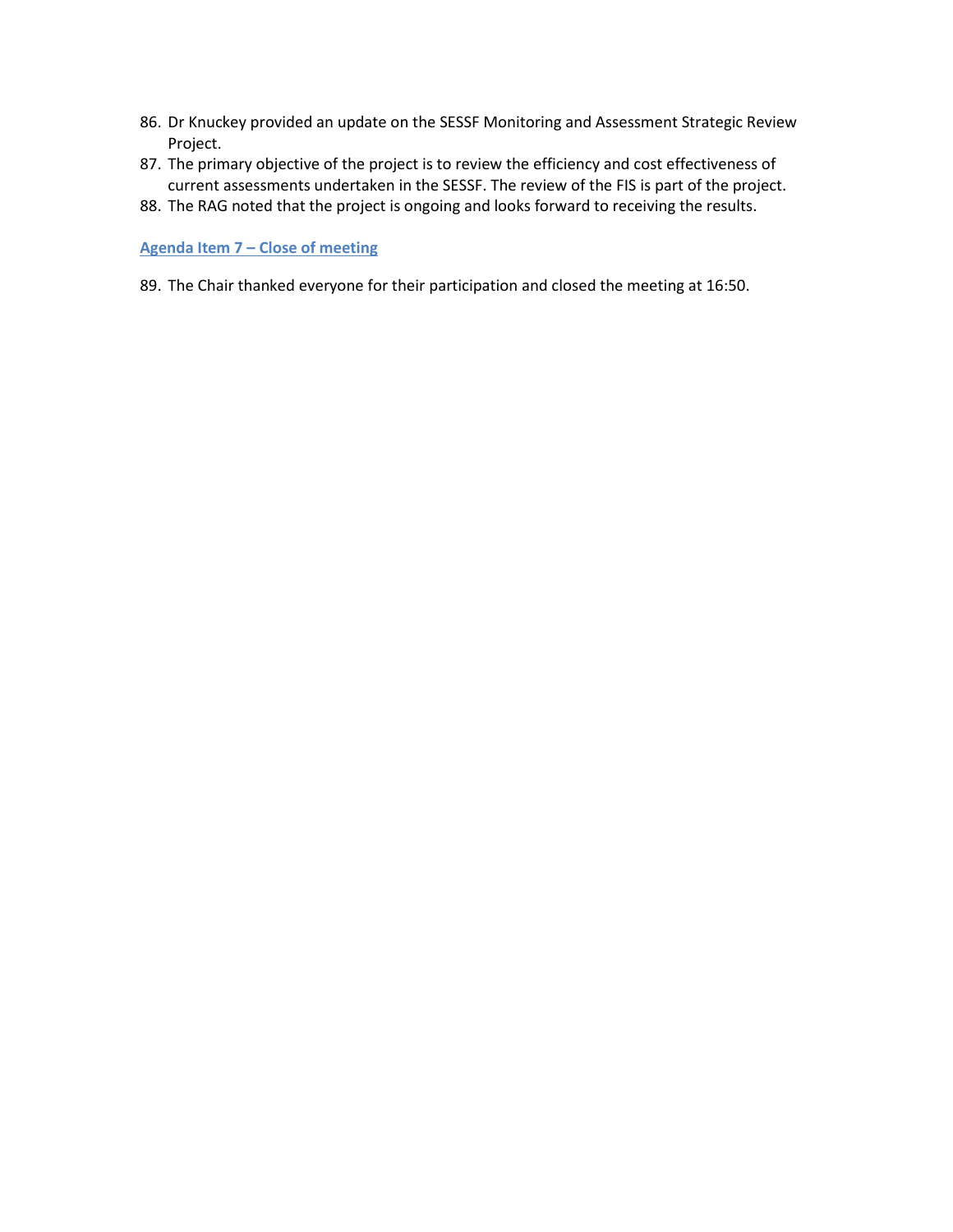86. Dr Knuckey provided an update on the SESSF Monitoring and Assessment Strategic Review Project.
87. The primary objective of the project is to review the efficiency and cost effectiveness of current assessments undertaken in the SESSF. The review of the FIS is part of the project.
88. The RAG noted that the project is ongoing and looks forward to receiving the results.

### Agenda Item 7 – Close of meeting

89. The Chair thanked everyone for their participation and closed the meeting at 16:50.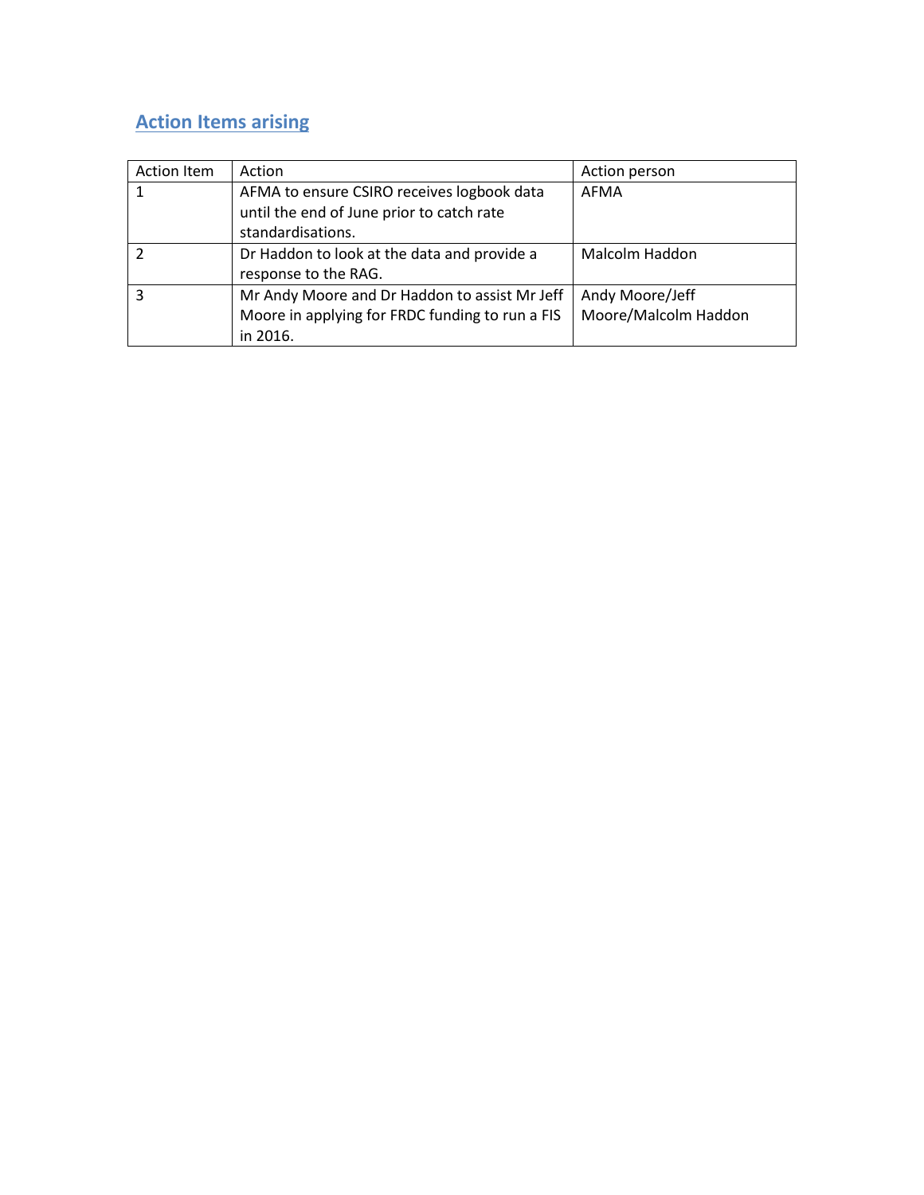## Action Items arising

| Action Item | Action | Action person |
|---|---|---|
| 1 | AFMA to ensure CSIRO receives logbook data until the end of June prior to catch rate standardisations. | AFMA |
| 2 | Dr Haddon to look at the data and provide a response to the RAG. | Malcolm Haddon |
| 3 | Mr Andy Moore and Dr Haddon to assist Mr Jeff Moore in applying for FRDC funding to run a FIS in 2016. | Andy Moore/Jeff Moore/Malcolm Haddon |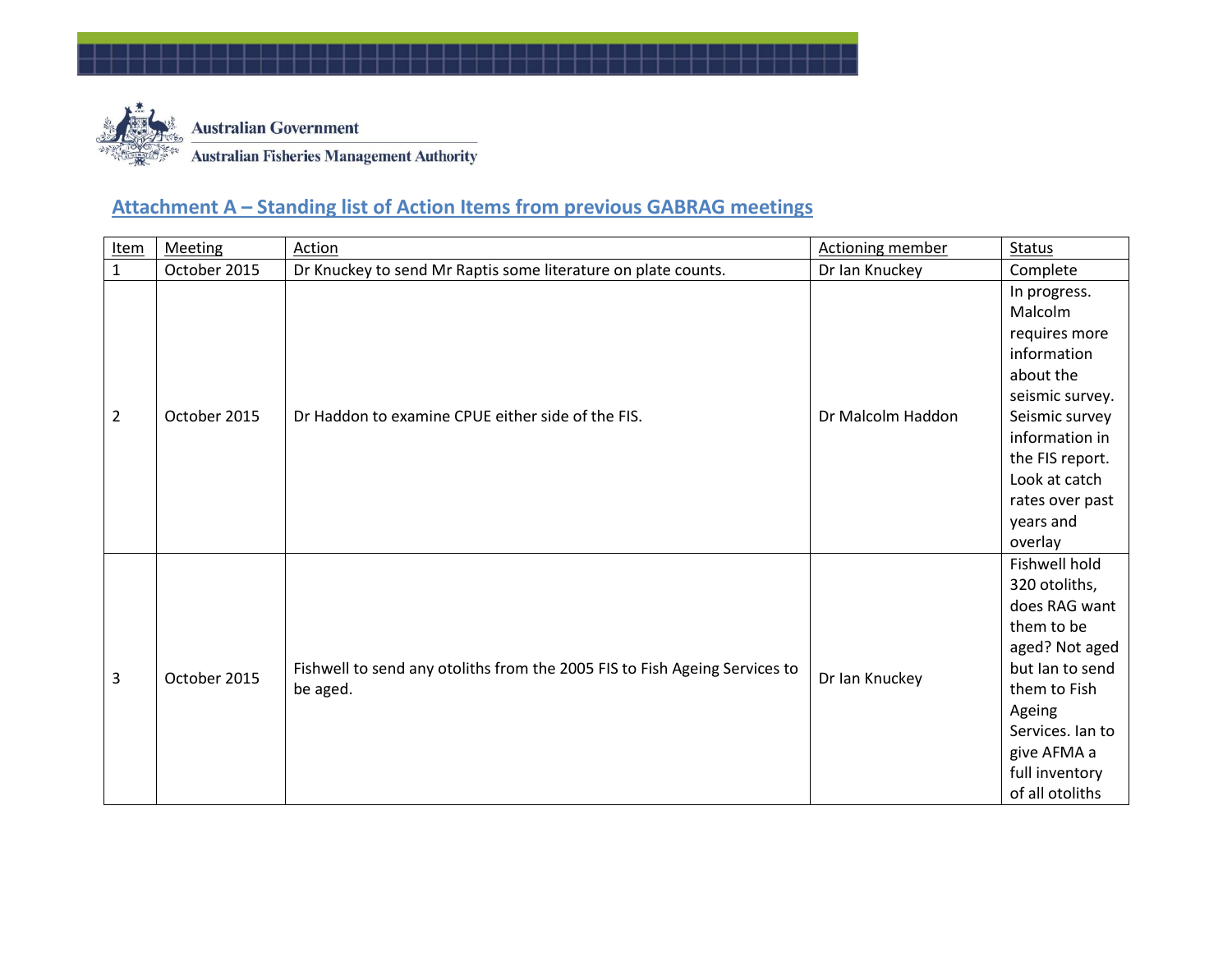Australian Government

Australian Fisheries Management Authority

## Attachment A – Standing list of Action Items from previous GABRAG meetings

| Item | Meeting | Action | Actioning member | Status |
|---|---|---|---|---|
| 1 | October 2015 | Dr Knuckey to send Mr Raptis some literature on plate counts. | Dr Ian Knuckey | Complete |
| 2 | October 2015 | Dr Haddon to examine CPUE either side of the FIS. | Dr Malcolm Haddon | In progress. Malcolm requires more information about the seismic survey. Seismic survey information in the FIS report. Look at catch rates over past years and overlay |
| 3 | October 2015 | Fishwell to send any otoliths from the 2005 FIS to Fish Ageing Services to be aged. | Dr Ian Knuckey | Fishwell hold 320 otoliths, does RAG want them to be aged? Not aged but Ian to send them to Fish Ageing Services. Ian to give AFMA a full inventory of all otoliths |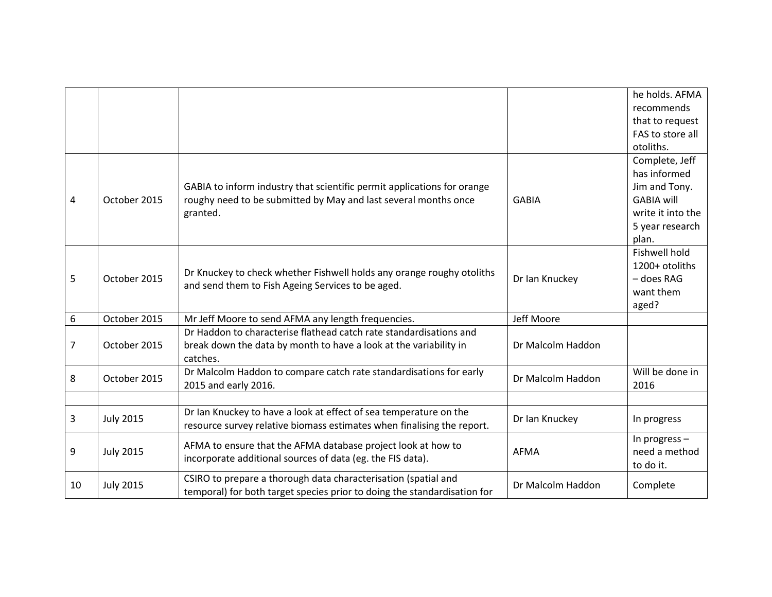| | | | | |
|---|---|---|---|---|
| | | | | he holds. AFMA recommends that to request FAS to store all otoliths. |
| 4 | October 2015 | GABIA to inform industry that scientific permit applications for orange roughy need to be submitted by May and last several months once granted. | GABIA | Complete, Jeff has informed Jim and Tony. GABIA will write it into the 5 year research plan. |
| 5 | October 2015 | Dr Knuckey to check whether Fishwell holds any orange roughy otoliths and send them to Fish Ageing Services to be aged. | Dr Ian Knuckey | Fishwell hold 1200+ otoliths – does RAG want them aged? |
| 6 | October 2015 | Mr Jeff Moore to send AFMA any length frequencies. | Jeff Moore | |
| 7 | October 2015 | Dr Haddon to characterise flathead catch rate standardisations and break down the data by month to have a look at the variability in catches. | Dr Malcolm Haddon | |
| 8 | October 2015 | Dr Malcolm Haddon to compare catch rate standardisations for early 2015 and early 2016. | Dr Malcolm Haddon | Will be done in 2016 |
| | | | | |
| 3 | July 2015 | Dr Ian Knuckey to have a look at effect of sea temperature on the resource survey relative biomass estimates when finalising the report. | Dr Ian Knuckey | In progress |
| 9 | July 2015 | AFMA to ensure that the AFMA database project look at how to incorporate additional sources of data (eg. the FIS data). | AFMA | In progress – need a method to do it. |
| 10 | July 2015 | CSIRO to prepare a thorough data characterisation (spatial and temporal) for both target species prior to doing the standardisation for | Dr Malcolm Haddon | Complete |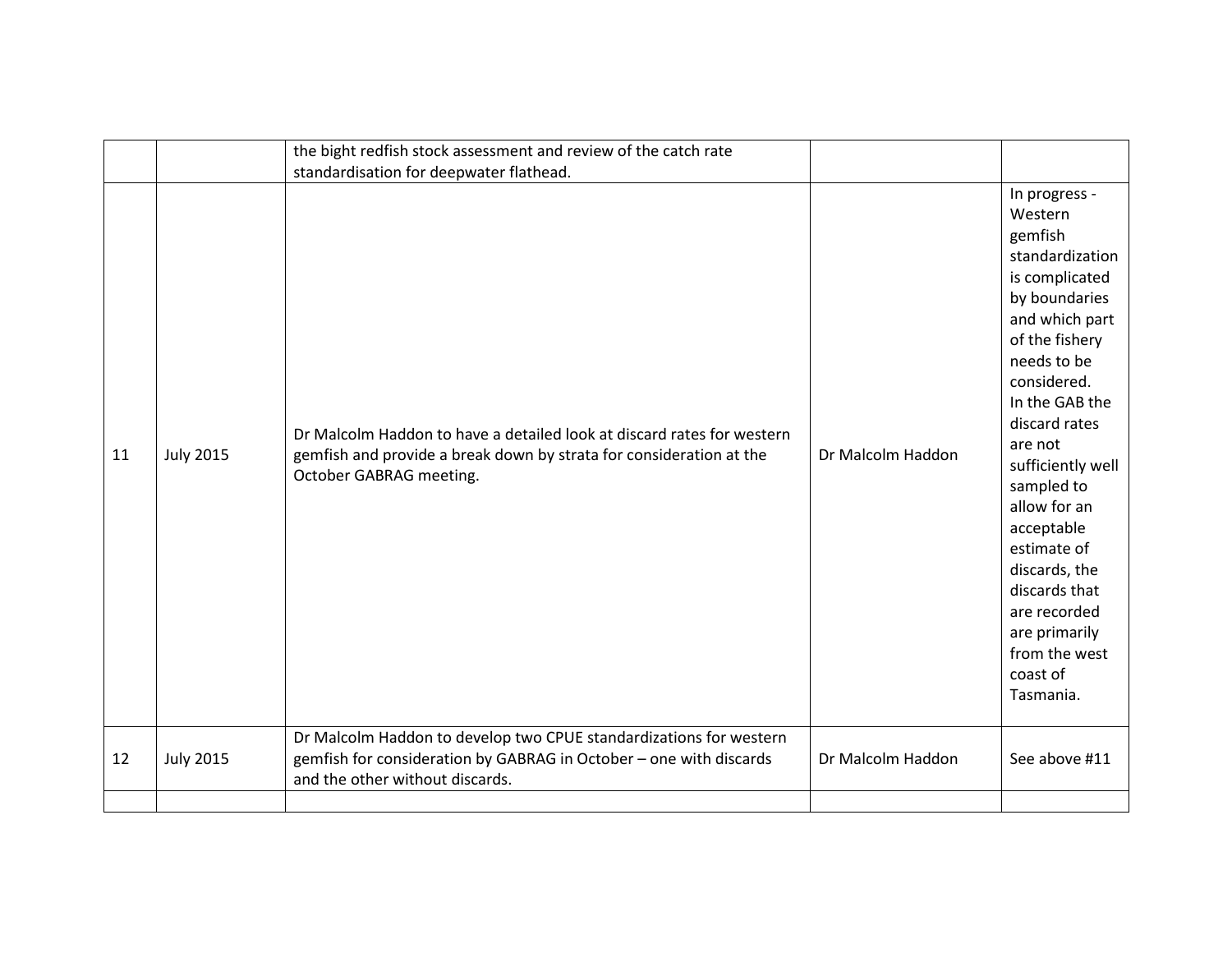| | | | | |
|---|---|---|---|---|
| | | the bight redfish stock assessment and review of the catch rate standardisation for deepwater flathead. | | |
| 11 | July 2015 | Dr Malcolm Haddon to have a detailed look at discard rates for western gemfish and provide a break down by strata for consideration at the October GABRAG meeting. | Dr Malcolm Haddon | In progress - Western gemfish standardization is complicated by boundaries and which part of the fishery needs to be considered. In the GAB the discard rates are not sufficiently well sampled to allow for an acceptable estimate of discards, the discards that are recorded are primarily from the west coast of Tasmania. |
| 12 | July 2015 | Dr Malcolm Haddon to develop two CPUE standardizations for western gemfish for consideration by GABRAG in October – one with discards and the other without discards. | Dr Malcolm Haddon | See above #11 |
| | | | | |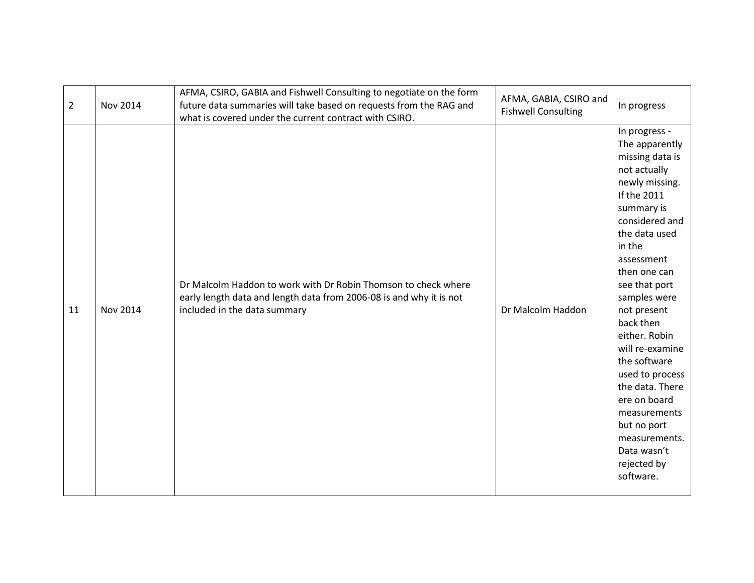| | | | | |
|---|---|---|---|---|
| 2 | Nov 2014 | AFMA, CSIRO, GABIA and Fishwell Consulting to negotiate on the form future data summaries will take based on requests from the RAG and what is covered under the current contract with CSIRO. | AFMA, GABIA, CSIRO and Fishwell Consulting | In progress |
| 11 | Nov 2014 | Dr Malcolm Haddon to work with Dr Robin Thomson to check where early length data and length data from 2006-08 is and why it is not included in the data summary | Dr Malcolm Haddon | In progress - The apparently missing data is not actually newly missing. If the 2011 summary is considered and the data used in the assessment then one can see that port samples were not present back then either. Robin will re-examine the software used to process the data. There ere on board measurements but no port measurements. Data wasn't rejected by software. |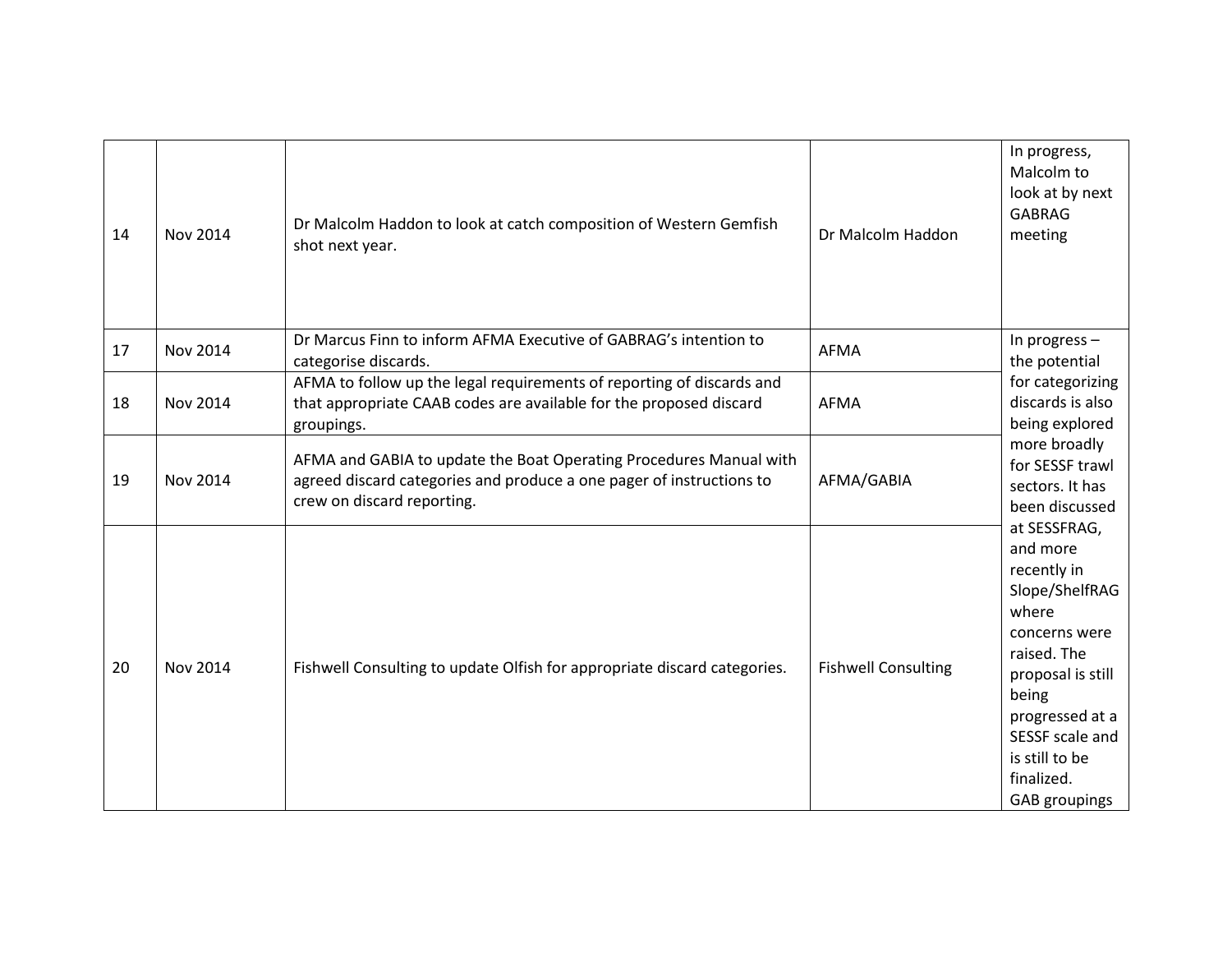| 14 | Nov 2014 | Dr Malcolm Haddon to look at catch composition of Western Gemfish shot next year. | Dr Malcolm Haddon | In progress, Malcolm to look at by next GABRAG meeting |
|---|---|---|---|---|
| 17 | Nov 2014 | Dr Marcus Finn to inform AFMA Executive of GABRAG's intention to categorise discards. | AFMA | In progress – the potential for categorizing discards is also being explored more broadly for SESSF trawl sectors. It has been discussed at SESSFRAG, and more recently in Slope/ShelfRAG where concerns were raised. The proposal is still being progressed at a SESSF scale and is still to be finalized. GAB groupings |
| 18 | Nov 2014 | AFMA to follow up the legal requirements of reporting of discards and that appropriate CAAB codes are available for the proposed discard groupings. | AFMA | |
| 19 | Nov 2014 | AFMA and GABIA to update the Boat Operating Procedures Manual with agreed discard categories and produce a one pager of instructions to crew on discard reporting. | AFMA/GABIA | |
| 20 | Nov 2014 | Fishwell Consulting to update Olfish for appropriate discard categories. | Fishwell Consulting | |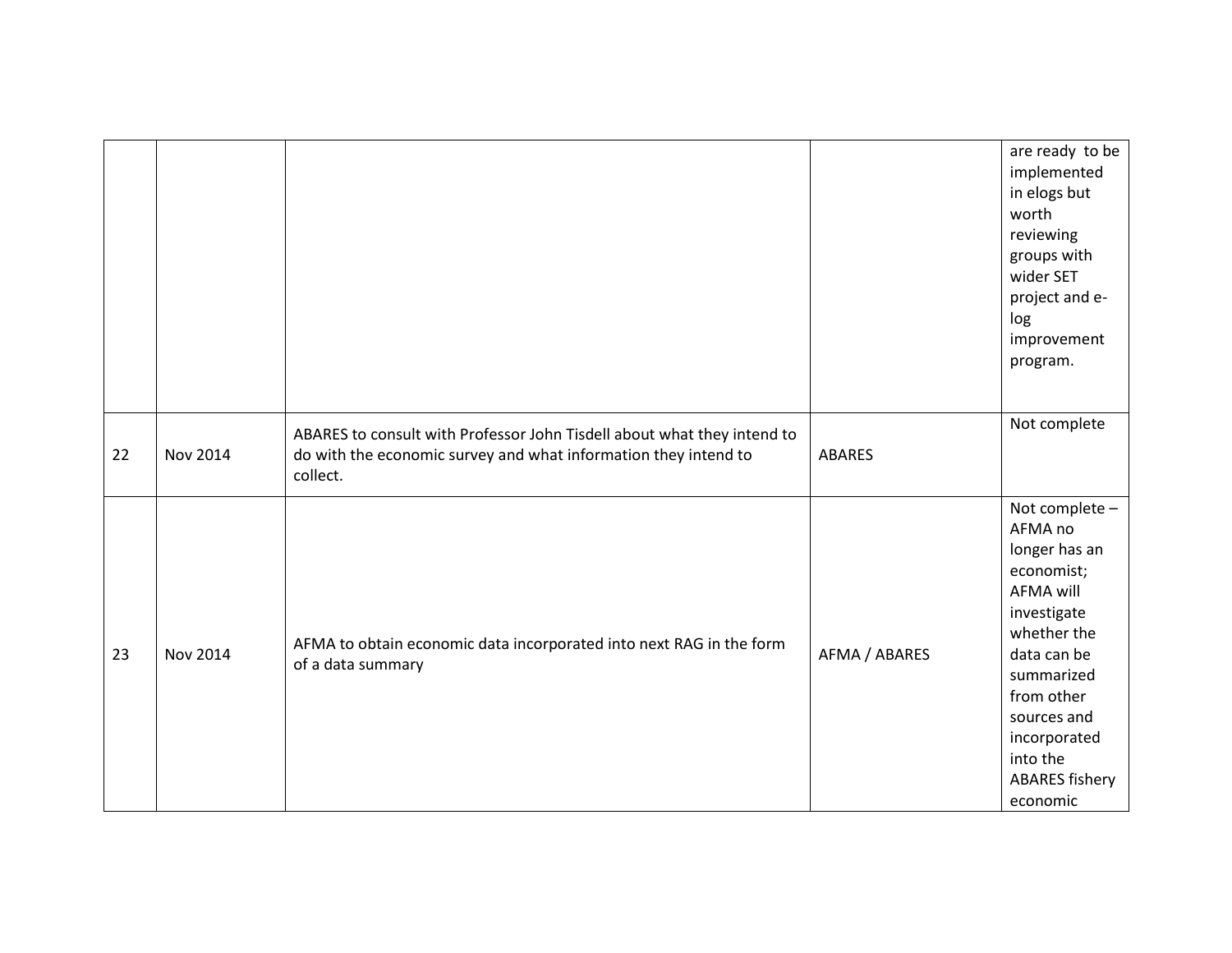| | | | | |
|---|---|---|---|---|
| | | | | are ready to be implemented in elogs but worth reviewing groups with wider SET project and e-log improvement program. |
| 22 | Nov 2014 | ABARES to consult with Professor John Tisdell about what they intend to do with the economic survey and what information they intend to collect. | ABARES | Not complete |
| 23 | Nov 2014 | AFMA to obtain economic data incorporated into next RAG in the form of a data summary | AFMA / ABARES | Not complete – AFMA no longer has an economist; AFMA will investigate whether the data can be summarized from other sources and incorporated into the ABARES fishery economic |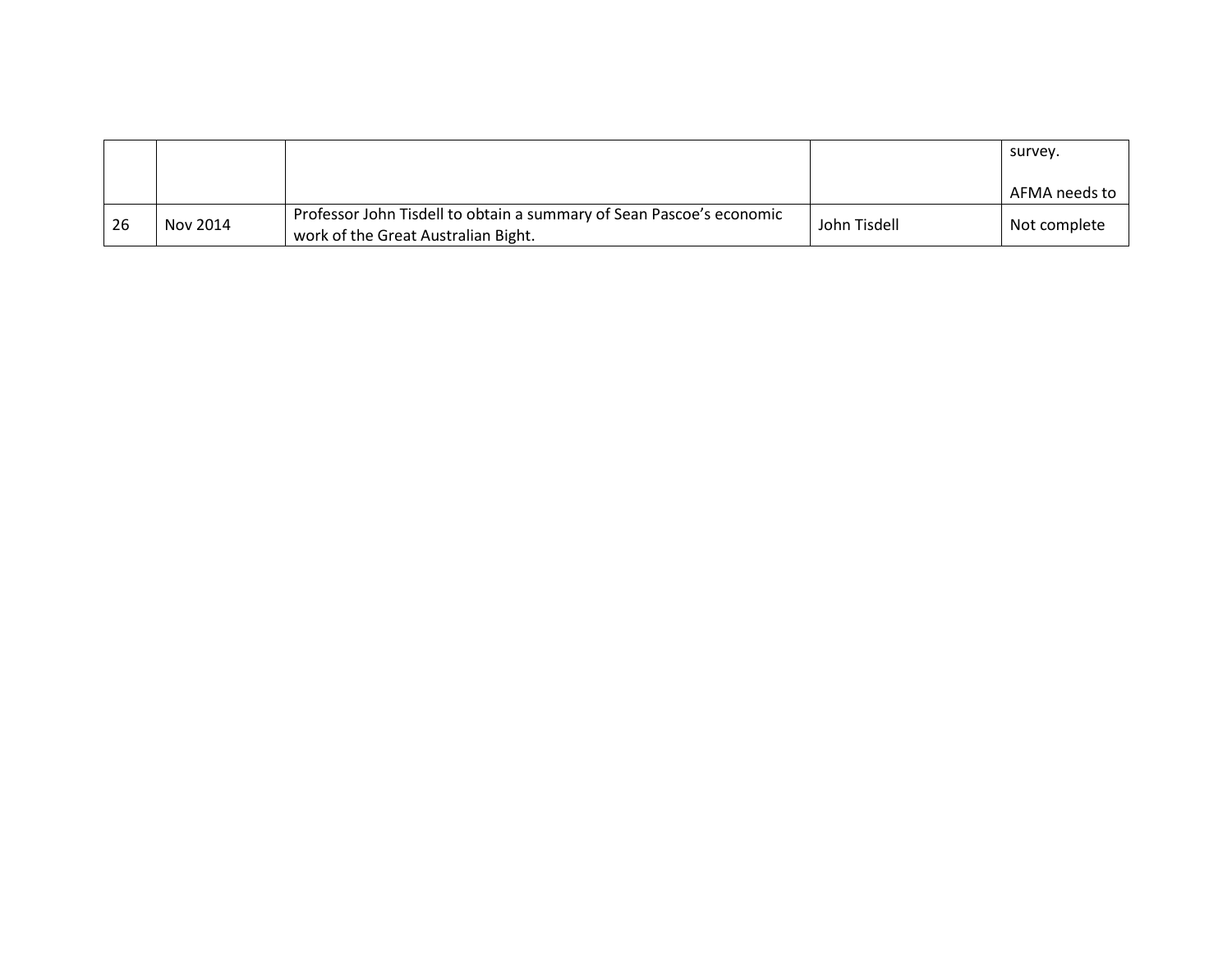| | | | | |
|---|---|---|---|---|
| | | | | survey.<br><br>AFMA needs to |
| 26 | Nov 2014 | Professor John Tisdell to obtain a summary of Sean Pascoe's economic work of the Great Australian Bight. | John Tisdell | Not complete |